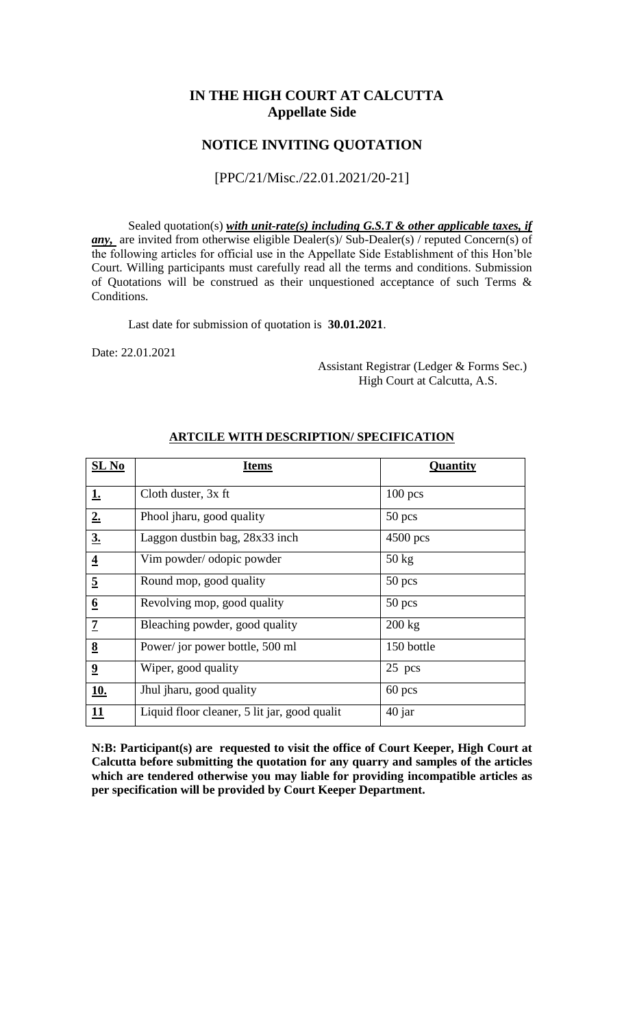# IN THE HIGH COURT AT CALCUTTA
## Appellate Side

## NOTICE INVITING QUOTATION

[PPC/21/Misc./22.01.2021/20-21]

Sealed quotation(s) ***with unit-rate(s) including G.S.T & other applicable taxes, if any,*** are invited from otherwise eligible Dealer(s)/ Sub-Dealer(s) / reputed Concern(s) of the following articles for official use in the Appellate Side Establishment of this Hon'ble Court. Willing participants must carefully read all the terms and conditions. Submission of Quotations will be construed as their unquestioned acceptance of such Terms & Conditions.

Last date for submission of quotation is **30.01.2021**.

Date: 22.01.2021

Assistant Registrar (Ledger & Forms Sec.)
High Court at Calcutta, A.S.

**ARTCILE WITH DESCRIPTION/ SPECIFICATION**

| SL No | Items | Quantity |
|---|---|---|
| 1. | Cloth duster, 3x ft | 100 pcs |
| 2. | Phool jharu, good quality | 50 pcs |
| 3. | Laggon dustbin bag, 28x33 inch | 4500 pcs |
| 4 | Vim powder/ odopic powder | 50 kg |
| 5 | Round mop, good quality | 50 pcs |
| 6 | Revolving mop, good quality | 50 pcs |
| 7 | Bleaching powder, good quality | 200 kg |
| 8 | Power/ jor power bottle, 500 ml | 150 bottle |
| 9 | Wiper, good quality | 25 pcs |
| 10. | Jhul jharu, good quality | 60 pcs |
| 11 | Liquid floor cleaner, 5 lit jar, good qualit | 40 jar |

**N:B: Participant(s) are requested to visit the office of Court Keeper, High Court at Calcutta before submitting the quotation for any quarry and samples of the articles which are tendered otherwise you may liable for providing incompatible articles as per specification will be provided by Court Keeper Department.**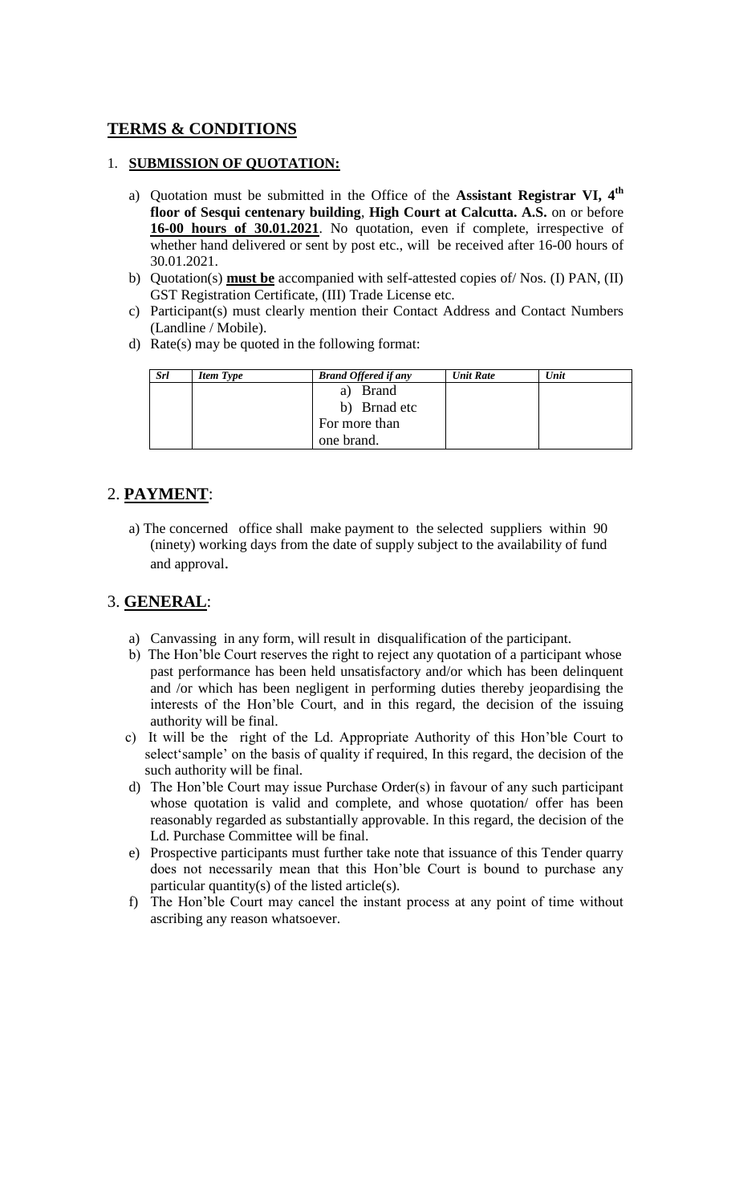## TERMS & CONDITIONS

1. **SUBMISSION OF QUOTATION:**

   a) Quotation must be submitted in the Office of the **Assistant Registrar VI, 4th floor of Sesqui centenary building**, **High Court at Calcutta. A.S.** on or before **16-00 hours of 30.01.2021**. No quotation, even if complete, irrespective of whether hand delivered or sent by post etc., will be received after 16-00 hours of 30.01.2021.

   b) Quotation(s) **must be** accompanied with self-attested copies of/ Nos. (I) PAN, (II) GST Registration Certificate, (III) Trade License etc.

   c) Participant(s) must clearly mention their Contact Address and Contact Numbers (Landline / Mobile).

   d) Rate(s) may be quoted in the following format:

| *Srl* | *Item Type* | *Brand Offered if any* | *Unit Rate* | *Unit* |
|---|---|---|---|---|
| | | a) Brand<br>b) Brnad etc<br>For more than one brand. | | |

## 2. PAYMENT:

a) The concerned office shall make payment to the selected suppliers within 90 (ninety) working days from the date of supply subject to the availability of fund and approval.

## 3. GENERAL:

a) Canvassing in any form, will result in disqualification of the participant.

b) The Hon'ble Court reserves the right to reject any quotation of a participant whose past performance has been held unsatisfactory and/or which has been delinquent and /or which has been negligent in performing duties thereby jeopardising the interests of the Hon'ble Court, and in this regard, the decision of the issuing authority will be final.

c) It will be the right of the Ld. Appropriate Authority of this Hon'ble Court to select'sample' on the basis of quality if required, In this regard, the decision of the such authority will be final.

d) The Hon'ble Court may issue Purchase Order(s) in favour of any such participant whose quotation is valid and complete, and whose quotation/ offer has been reasonably regarded as substantially approvable. In this regard, the decision of the Ld. Purchase Committee will be final.

e) Prospective participants must further take note that issuance of this Tender quarry does not necessarily mean that this Hon'ble Court is bound to purchase any particular quantity(s) of the listed article(s).

f) The Hon'ble Court may cancel the instant process at any point of time without ascribing any reason whatsoever.